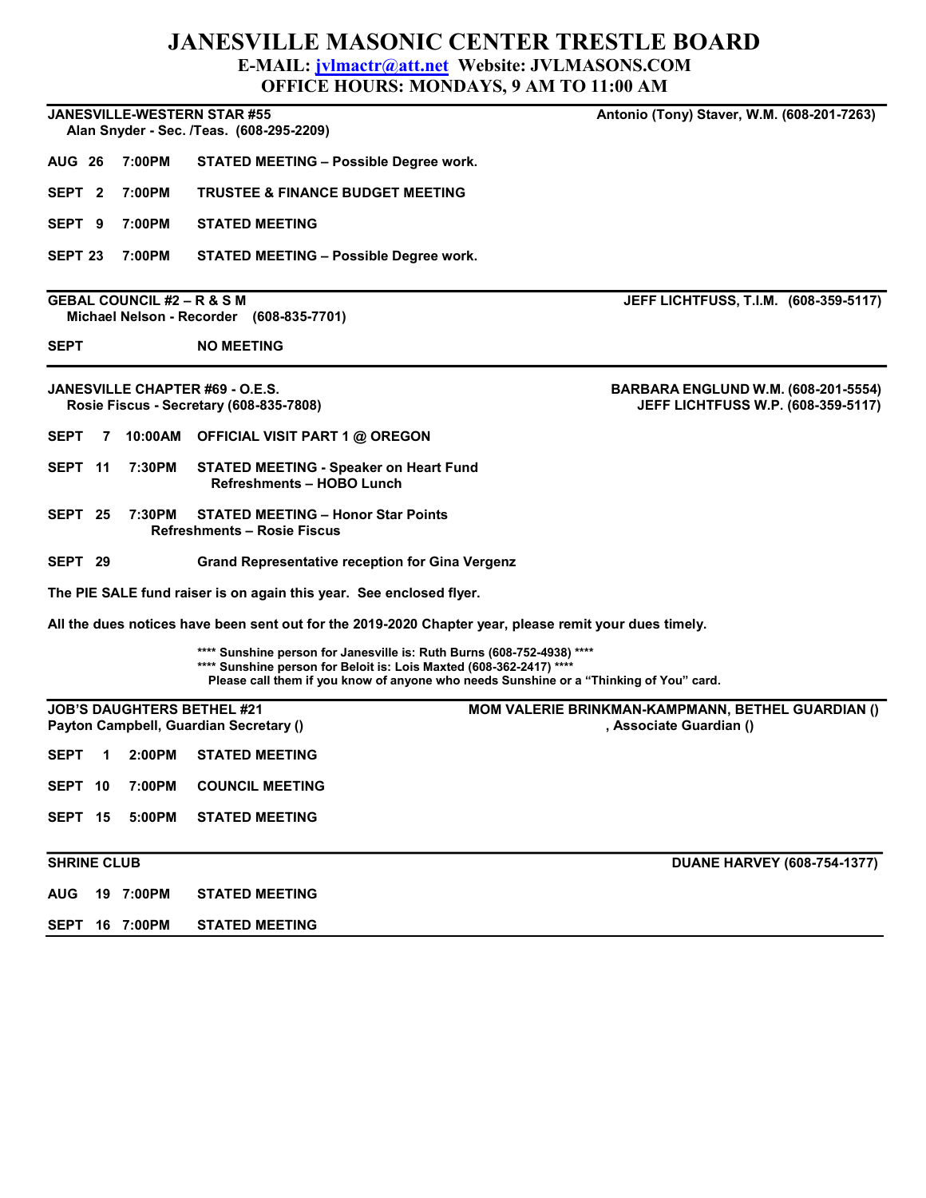# JANESVILLE MASONIC CENTER TRESTLE BOARD

**E-MAIL: jvlmactr@att.net Website: JVLMASONS.COM**

**OFFICE HOURS: MONDAYS, 9 AM TO 11:00 AM**

---

**JANESVILLE-WESTERN STAR #55** — **Antonio (Tony) Staver, W.M. (608-201-7263)**

**Alan Snyder - Sec. /Teas. (608-295-2209)**

**AUG 26 7:00PM STATED MEETING – Possible Degree work.**

**SEPT 2 7:00PM TRUSTEE & FINANCE BUDGET MEETING**

**SEPT 9 7:00PM STATED MEETING**

**SEPT 23 7:00PM STATED MEETING – Possible Degree work.**

---

**GEBAL COUNCIL #2 – R & S M** — **JEFF LICHTFUSS, T.I.M. (608-359-5117)**

**Michael Nelson - Recorder (608-835-7701)**

**SEPT NO MEETING**

---

**JANESVILLE CHAPTER #69 - O.E.S.** — **BARBARA ENGLUND W.M. (608-201-5554)**

**Rosie Fiscus - Secretary (608-835-7808)** — **JEFF LICHTFUSS W.P. (608-359-5117)**

**SEPT 7 10:00AM OFFICIAL VISIT PART 1 @ OREGON**

**SEPT 11 7:30PM STATED MEETING - Speaker on Heart Fund**
**Refreshments – HOBO Lunch**

**SEPT 25 7:30PM STATED MEETING – Honor Star Points**
**Refreshments – Rosie Fiscus**

**SEPT 29 Grand Representative reception for Gina Vergenz**

**The PIE SALE fund raiser is on again this year. See enclosed flyer.**

**All the dues notices have been sent out for the 2019-2020 Chapter year, please remit your dues timely.**

**\*\*\*\* Sunshine person for Janesville is: Ruth Burns (608-752-4938) \*\*\*\***
**\*\*\*\* Sunshine person for Beloit is: Lois Maxted (608-362-2417) \*\*\*\***
**Please call them if you know of anyone who needs Sunshine or a "Thinking of You" card.**

---

**JOB'S DAUGHTERS BETHEL #21** — **MOM VALERIE BRINKMAN-KAMPMANN, BETHEL GUARDIAN ()**

**Payton Campbell, Guardian Secretary ()** — **, Associate Guardian ()**

**SEPT 1 2:00PM STATED MEETING**

**SEPT 10 7:00PM COUNCIL MEETING**

**SEPT 15 5:00PM STATED MEETING**

---

**SHRINE CLUB** — **DUANE HARVEY (608-754-1377)**

**AUG 19 7:00PM STATED MEETING**

**SEPT 16 7:00PM STATED MEETING**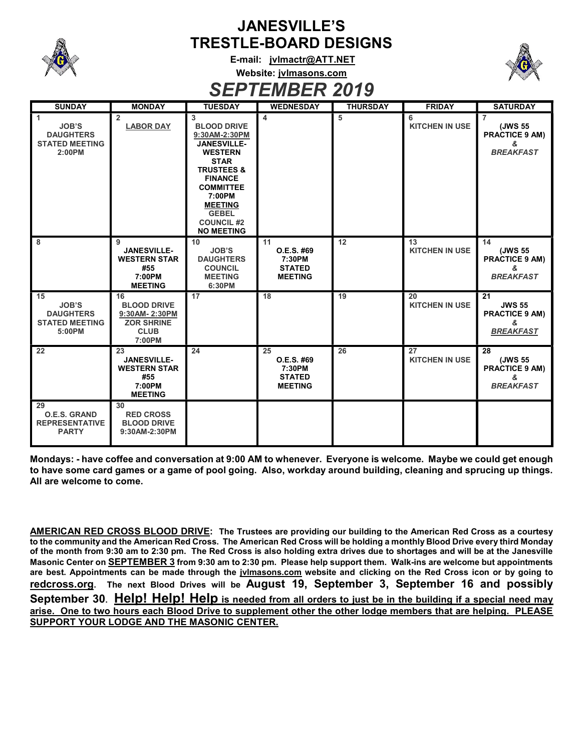# JANESVILLE'S TRESTLE-BOARD DESIGNS

**E-mail: jvlmactr@ATT.NET**

**Website: jvlmasons.com**

## *SEPTEMBER 2019*

| SUNDAY | MONDAY | TUESDAY | WEDNESDAY | THURSDAY | FRIDAY | SATURDAY |
|---|---|---|---|---|---|---|
| 1 JOB'S DAUGHTERS STATED MEETING 2:00PM | 2 LABOR DAY | 3 BLOOD DRIVE 9:30AM-2:30PM JANESVILLE-WESTERN STAR TRUSTEES & FINANCE COMMITTEE 7:00PM MEETING GEBEL COUNCIL #2 NO MEETING | 4 | 5 | 6 KITCHEN IN USE | 7 (JWS 55 PRACTICE 9 AM) & *BREAKFAST* |
| 8 | 9 JANESVILLE-WESTERN STAR #55 7:00PM MEETING | 10 JOB'S DAUGHTERS COUNCIL MEETING 6:30PM | 11 O.E.S. #69 7:30PM STATED MEETING | 12 | 13 KITCHEN IN USE | 14 (JWS 55 PRACTICE 9 AM) & *BREAKFAST* |
| 15 JOB'S DAUGHTERS STATED MEETING 5:00PM | 16 BLOOD DRIVE 9:30AM- 2:30PM ZOR SHRINE CLUB 7:00PM | 17 | 18 | 19 | 20 KITCHEN IN USE | 21 JWS 55 PRACTICE 9 AM) & *BREAKFAST* |
| 22 | 23 JANESVILLE-WESTERN STAR #55 7:00PM MEETING | 24 | 25 O.E.S. #69 7:30PM STATED MEETING | 26 | 27 KITCHEN IN USE | 28 (JWS 55 PRACTICE 9 AM) & *BREAKFAST* |
| 29 O.E.S. GRAND REPRESENTATIVE PARTY | 30 RED CROSS BLOOD DRIVE 9:30AM-2:30PM | | | | | |

**Mondays: - have coffee and conversation at 9:00 AM to whenever. Everyone is welcome. Maybe we could get enough to have some card games or a game of pool going. Also, workday around building, cleaning and sprucing up things. All are welcome to come.**

**AMERICAN RED CROSS BLOOD DRIVE: The Trustees are providing our building to the American Red Cross as a courtesy to the community and the American Red Cross. The American Red Cross will be holding a monthly Blood Drive every third Monday of the month from 9:30 am to 2:30 pm. The Red Cross is also holding extra drives due to shortages and will be at the Janesville Masonic Center on SEPTEMBER 3 from 9:30 am to 2:30 pm. Please help support them. Walk-ins are welcome but appointments are best. Appointments can be made through the jvlmasons.com website and clicking on the Red Cross icon or by going to redcross.org. The next Blood Drives will be August 19, September 3, September 16 and possibly September 30. Help! Help! Help is needed from all orders to just be in the building if a special need may arise. One to two hours each Blood Drive to supplement other the other lodge members that are helping. PLEASE SUPPORT YOUR LODGE AND THE MASONIC CENTER.**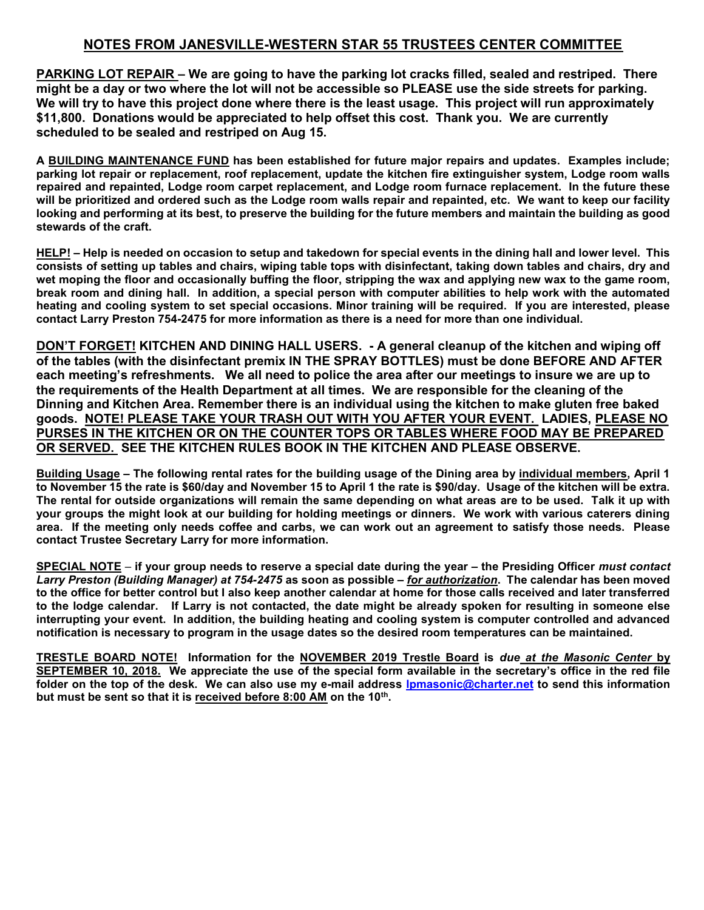## NOTES FROM JANESVILLE-WESTERN STAR 55 TRUSTEES CENTER COMMITTEE

**PARKING LOT REPAIR – We are going to have the parking lot cracks filled, sealed and restriped. There might be a day or two where the lot will not be accessible so PLEASE use the side streets for parking. We will try to have this project done where there is the least usage. This project will run approximately $11,800. Donations would be appreciated to help offset this cost. Thank you. We are currently scheduled to be sealed and restriped on Aug 15.**

**A BUILDING MAINTENANCE FUND has been established for future major repairs and updates. Examples include; parking lot repair or replacement, roof replacement, update the kitchen fire extinguisher system, Lodge room walls repaired and repainted, Lodge room carpet replacement, and Lodge room furnace replacement. In the future these will be prioritized and ordered such as the Lodge room walls repair and repainted, etc. We want to keep our facility looking and performing at its best, to preserve the building for the future members and maintain the building as good stewards of the craft.**

**HELP! – Help is needed on occasion to setup and takedown for special events in the dining hall and lower level. This consists of setting up tables and chairs, wiping table tops with disinfectant, taking down tables and chairs, dry and wet moping the floor and occasionally buffing the floor, stripping the wax and applying new wax to the game room, break room and dining hall. In addition, a special person with computer abilities to help work with the automated heating and cooling system to set special occasions. Minor training will be required. If you are interested, please contact Larry Preston 754-2475 for more information as there is a need for more than one individual.**

**DON'T FORGET! KITCHEN AND DINING HALL USERS. - A general cleanup of the kitchen and wiping off of the tables (with the disinfectant premix IN THE SPRAY BOTTLES) must be done BEFORE AND AFTER each meeting's refreshments. We all need to police the area after our meetings to insure we are up to the requirements of the Health Department at all times. We are responsible for the cleaning of the Dinning and Kitchen Area. Remember there is an individual using the kitchen to make gluten free baked goods. NOTE! PLEASE TAKE YOUR TRASH OUT WITH YOU AFTER YOUR EVENT. LADIES, PLEASE NO PURSES IN THE KITCHEN OR ON THE COUNTER TOPS OR TABLES WHERE FOOD MAY BE PREPARED OR SERVED. SEE THE KITCHEN RULES BOOK IN THE KITCHEN AND PLEASE OBSERVE.**

**Building Usage – The following rental rates for the building usage of the Dining area by individual members, April 1 to November 15 the rate is $60/day and November 15 to April 1 the rate is $90/day. Usage of the kitchen will be extra. The rental for outside organizations will remain the same depending on what areas are to be used. Talk it up with your groups the might look at our building for holding meetings or dinners. We work with various caterers dining area. If the meeting only needs coffee and carbs, we can work out an agreement to satisfy those needs. Please contact Trustee Secretary Larry for more information.**

**SPECIAL NOTE – if your group needs to reserve a special date during the year – the Presiding Officer *must contact Larry Preston (Building Manager) at 754-2475* as soon as possible – *for authorization*. The calendar has been moved to the office for better control but I also keep another calendar at home for those calls received and later transferred to the lodge calendar. If Larry is not contacted, the date might be already spoken for resulting in someone else interrupting your event. In addition, the building heating and cooling system is computer controlled and advanced notification is necessary to program in the usage dates so the desired room temperatures can be maintained.**

**TRESTLE BOARD NOTE! Information for the NOVEMBER 2019 Trestle Board is *due at the Masonic Center* by SEPTEMBER 10, 2018. We appreciate the use of the special form available in the secretary's office in the red file folder on the top of the desk. We can also use my e-mail address lpmasonic@charter.net to send this information but must be sent so that it is received before 8:00 AM on the 10th.**